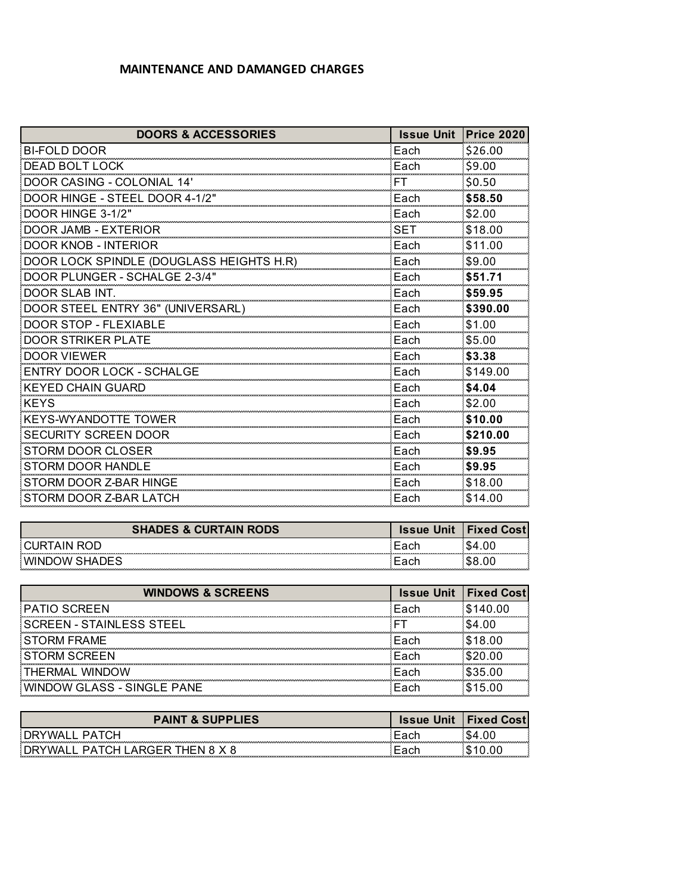# MAINTENANCE AND DAMANGED CHARGES

| DOORS & ACCESSORIES | Issue Unit | Price 2020 |
|---|---|---|
| BI-FOLD DOOR | Each | $26.00 |
| DEAD BOLT LOCK | Each | $9.00 |
| DOOR CASING - COLONIAL 14' | FT | $0.50 |
| DOOR HINGE - STEEL DOOR 4-1/2" | Each | **$58.50** |
| DOOR HINGE 3-1/2" | Each | $2.00 |
| DOOR JAMB - EXTERIOR | SET | $18.00 |
| DOOR KNOB - INTERIOR | Each | $11.00 |
| DOOR LOCK SPINDLE (DOUGLASS HEIGHTS H.R) | Each | $9.00 |
| DOOR PLUNGER - SCHALGE 2-3/4" | Each | **$51.71** |
| DOOR SLAB INT. | Each | **$59.95** |
| DOOR STEEL ENTRY 36" (UNIVERSARL) | Each | **$390.00** |
| DOOR STOP - FLEXIABLE | Each | $1.00 |
| DOOR STRIKER PLATE | Each | $5.00 |
| DOOR VIEWER | Each | **$3.38** |
| ENTRY DOOR LOCK - SCHALGE | Each | $149.00 |
| KEYED CHAIN GUARD | Each | **$4.04** |
| KEYS | Each | $2.00 |
| KEYS-WYANDOTTE TOWER | Each | **$10.00** |
| SECURITY SCREEN DOOR | Each | **$210.00** |
| STORM DOOR CLOSER | Each | **$9.95** |
| STORM DOOR HANDLE | Each | **$9.95** |
| STORM DOOR Z-BAR HINGE | Each | $18.00 |
| STORM DOOR Z-BAR LATCH | Each | $14.00 |

| SHADES & CURTAIN RODS | Issue Unit | Fixed Cost |
|---|---|---|
| CURTAIN ROD | Each | $4.00 |
| WINDOW SHADES | Each | $8.00 |

| WINDOWS & SCREENS | Issue Unit | Fixed Cost |
|---|---|---|
| PATIO SCREEN | Each | $140.00 |
| SCREEN - STAINLESS STEEL | FT | $4.00 |
| STORM FRAME | Each | $18.00 |
| STORM SCREEN | Each | $20.00 |
| THERMAL WINDOW | Each | $35.00 |
| WINDOW GLASS - SINGLE PANE | Each | $15.00 |

| PAINT & SUPPLIES | Issue Unit | Fixed Cost |
|---|---|---|
| DRYWALL PATCH | Each | $4.00 |
| DRYWALL PATCH LARGER THEN 8 X 8 | Each | $10.00 |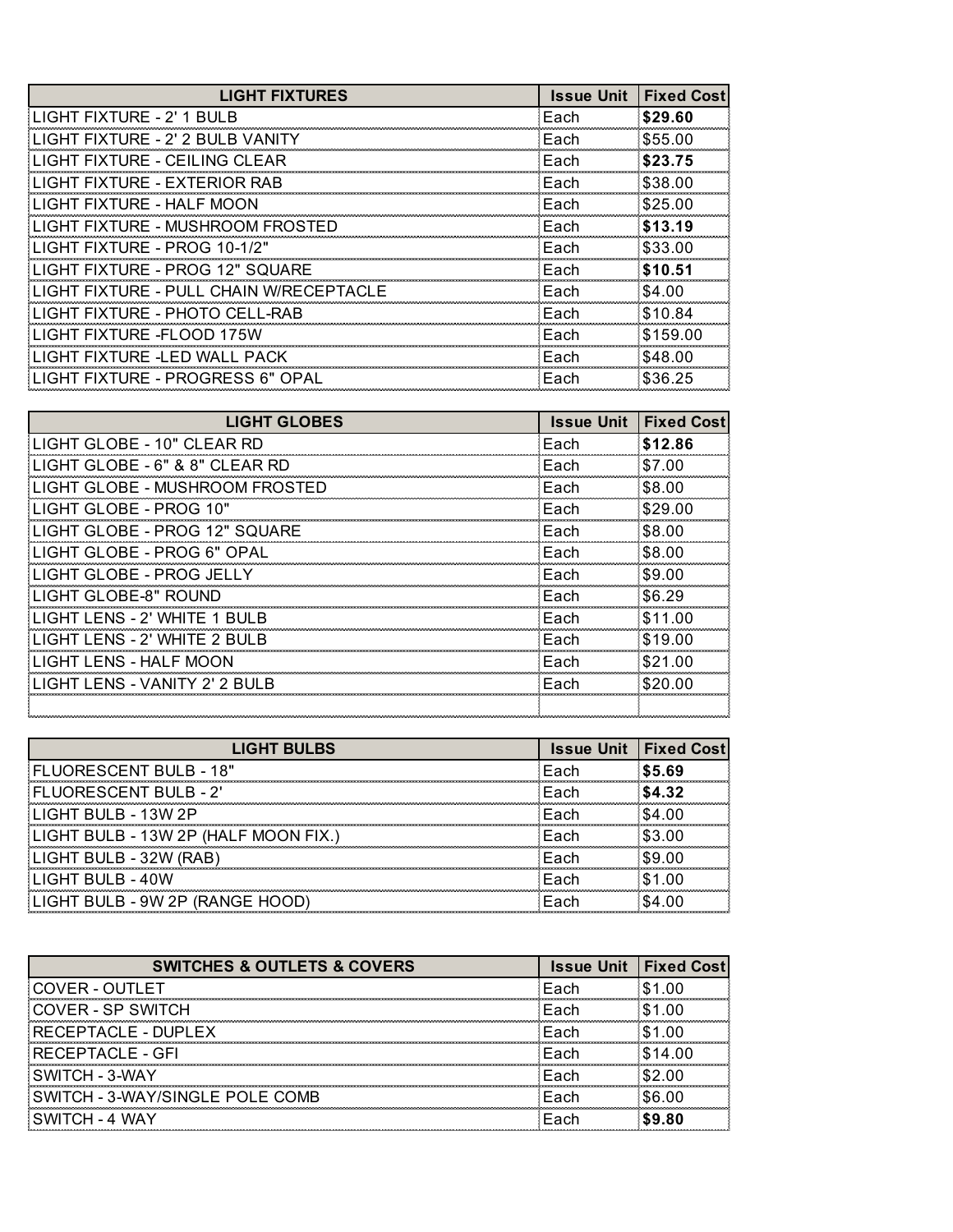| LIGHT FIXTURES | Issue Unit | Fixed Cost |
|---|---|---|
| LIGHT FIXTURE - 2' 1 BULB | Each | **$29.60** |
| LIGHT FIXTURE - 2' 2 BULB VANITY | Each | $55.00 |
| LIGHT FIXTURE - CEILING CLEAR | Each | **$23.75** |
| LIGHT FIXTURE - EXTERIOR RAB | Each | $38.00 |
| LIGHT FIXTURE - HALF MOON | Each | $25.00 |
| LIGHT FIXTURE - MUSHROOM FROSTED | Each | **$13.19** |
| LIGHT FIXTURE - PROG 10-1/2" | Each | $33.00 |
| LIGHT FIXTURE - PROG 12" SQUARE | Each | **$10.51** |
| LIGHT FIXTURE - PULL CHAIN W/RECEPTACLE | Each | $4.00 |
| LIGHT FIXTURE - PHOTO CELL-RAB | Each | $10.84 |
| LIGHT FIXTURE -FLOOD 175W | Each | $159.00 |
| LIGHT FIXTURE -LED WALL PACK | Each | $48.00 |
| LIGHT FIXTURE - PROGRESS 6" OPAL | Each | $36.25 |

| LIGHT GLOBES | Issue Unit | Fixed Cost |
|---|---|---|
| LIGHT GLOBE - 10" CLEAR RD | Each | **$12.86** |
| LIGHT GLOBE - 6" & 8" CLEAR RD | Each | $7.00 |
| LIGHT GLOBE - MUSHROOM FROSTED | Each | $8.00 |
| LIGHT GLOBE - PROG 10" | Each | $29.00 |
| LIGHT GLOBE - PROG 12" SQUARE | Each | $8.00 |
| LIGHT GLOBE - PROG 6" OPAL | Each | $8.00 |
| LIGHT GLOBE - PROG JELLY | Each | $9.00 |
| LIGHT GLOBE-8" ROUND | Each | $6.29 |
| LIGHT LENS - 2' WHITE 1 BULB | Each | $11.00 |
| LIGHT LENS - 2' WHITE 2 BULB | Each | $19.00 |
| LIGHT LENS - HALF MOON | Each | $21.00 |
| LIGHT LENS - VANITY 2' 2 BULB | Each | $20.00 |
| | | |

| LIGHT BULBS | Issue Unit | Fixed Cost |
|---|---|---|
| FLUORESCENT BULB - 18" | Each | **$5.69** |
| FLUORESCENT BULB - 2' | Each | **$4.32** |
| LIGHT BULB - 13W 2P | Each | $4.00 |
| LIGHT BULB - 13W 2P (HALF MOON FIX.) | Each | $3.00 |
| LIGHT BULB - 32W (RAB) | Each | $9.00 |
| LIGHT BULB - 40W | Each | $1.00 |
| LIGHT BULB - 9W 2P (RANGE HOOD) | Each | $4.00 |

| SWITCHES & OUTLETS & COVERS | Issue Unit | Fixed Cost |
|---|---|---|
| COVER - OUTLET | Each | $1.00 |
| COVER - SP SWITCH | Each | $1.00 |
| RECEPTACLE - DUPLEX | Each | $1.00 |
| RECEPTACLE - GFI | Each | $14.00 |
| SWITCH - 3-WAY | Each | $2.00 |
| SWITCH - 3-WAY/SINGLE POLE COMB | Each | $6.00 |
| SWITCH - 4 WAY | Each | **$9.80** |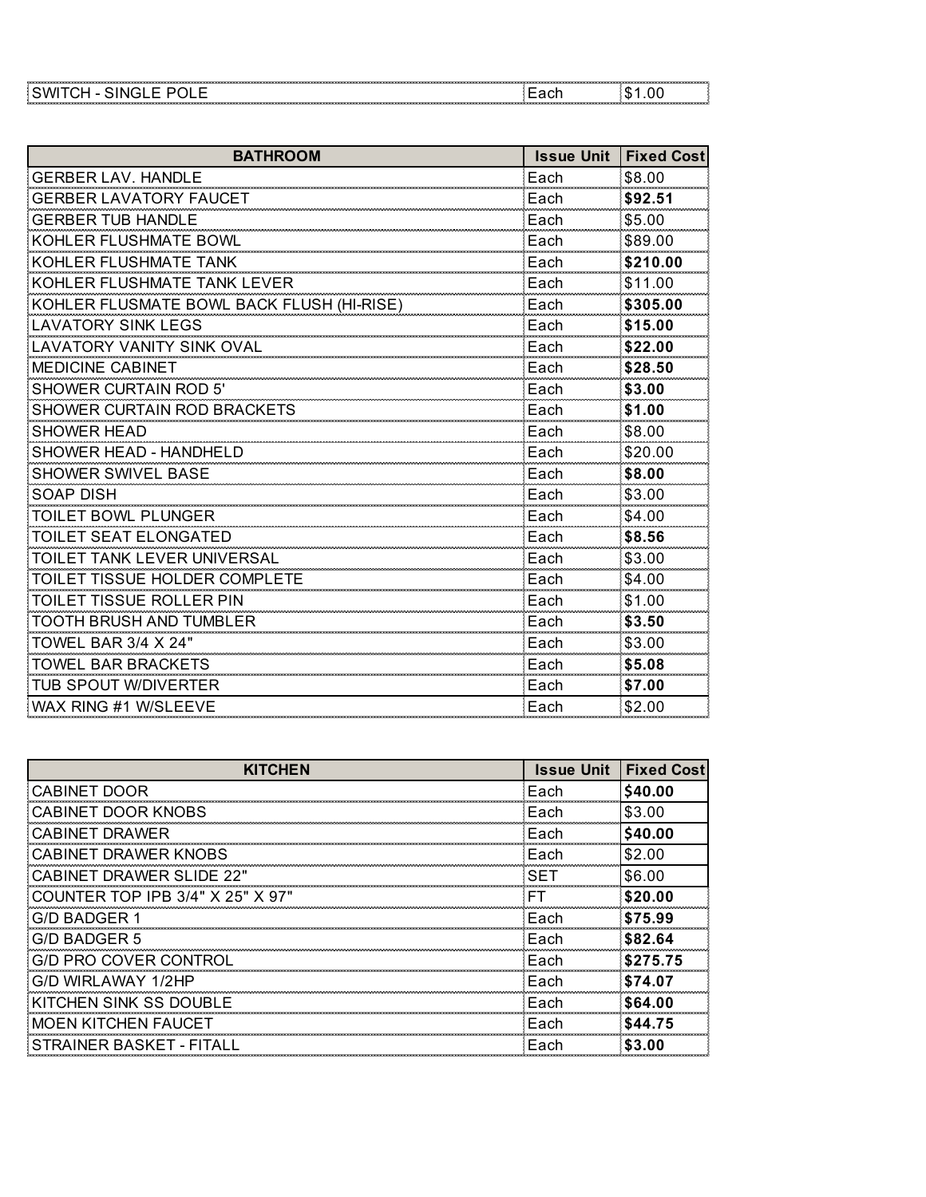| SWITCH - SINGLE POLE | Each | $1.00 |
|---|---|---|

| BATHROOM | Issue Unit | Fixed Cost |
|---|---|---|
| GERBER LAV. HANDLE | Each | $8.00 |
| GERBER LAVATORY FAUCET | Each | **$92.51** |
| GERBER TUB HANDLE | Each | $5.00 |
| KOHLER FLUSHMATE BOWL | Each | $89.00 |
| KOHLER FLUSHMATE TANK | Each | **$210.00** |
| KOHLER FLUSHMATE TANK LEVER | Each | $11.00 |
| KOHLER FLUSMATE BOWL BACK FLUSH (HI-RISE) | Each | **$305.00** |
| LAVATORY SINK LEGS | Each | **$15.00** |
| LAVATORY VANITY SINK OVAL | Each | **$22.00** |
| MEDICINE CABINET | Each | **$28.50** |
| SHOWER CURTAIN ROD 5' | Each | **$3.00** |
| SHOWER CURTAIN ROD BRACKETS | Each | **$1.00** |
| SHOWER HEAD | Each | $8.00 |
| SHOWER HEAD - HANDHELD | Each | $20.00 |
| SHOWER SWIVEL BASE | Each | **$8.00** |
| SOAP DISH | Each | $3.00 |
| TOILET BOWL PLUNGER | Each | $4.00 |
| TOILET SEAT ELONGATED | Each | **$8.56** |
| TOILET TANK LEVER UNIVERSAL | Each | $3.00 |
| TOILET TISSUE HOLDER COMPLETE | Each | $4.00 |
| TOILET TISSUE ROLLER PIN | Each | $1.00 |
| TOOTH BRUSH AND TUMBLER | Each | **$3.50** |
| TOWEL BAR 3/4 X 24" | Each | $3.00 |
| TOWEL BAR BRACKETS | Each | **$5.08** |
| TUB SPOUT W/DIVERTER | Each | **$7.00** |
| WAX RING #1 W/SLEEVE | Each | $2.00 |

| KITCHEN | Issue Unit | Fixed Cost |
|---|---|---|
| CABINET DOOR | Each | **$40.00** |
| CABINET DOOR KNOBS | Each | $3.00 |
| CABINET DRAWER | Each | **$40.00** |
| CABINET DRAWER KNOBS | Each | $2.00 |
| CABINET DRAWER SLIDE 22" | SET | $6.00 |
| COUNTER TOP IPB 3/4" X 25" X 97" | FT | **$20.00** |
| G/D BADGER 1 | Each | **$75.99** |
| G/D BADGER 5 | Each | **$82.64** |
| G/D PRO COVER CONTROL | Each | **$275.75** |
| G/D WIRLAWAY 1/2HP | Each | **$74.07** |
| KITCHEN SINK SS DOUBLE | Each | **$64.00** |
| MOEN KITCHEN FAUCET | Each | **$44.75** |
| STRAINER BASKET - FITALL | Each | **$3.00** |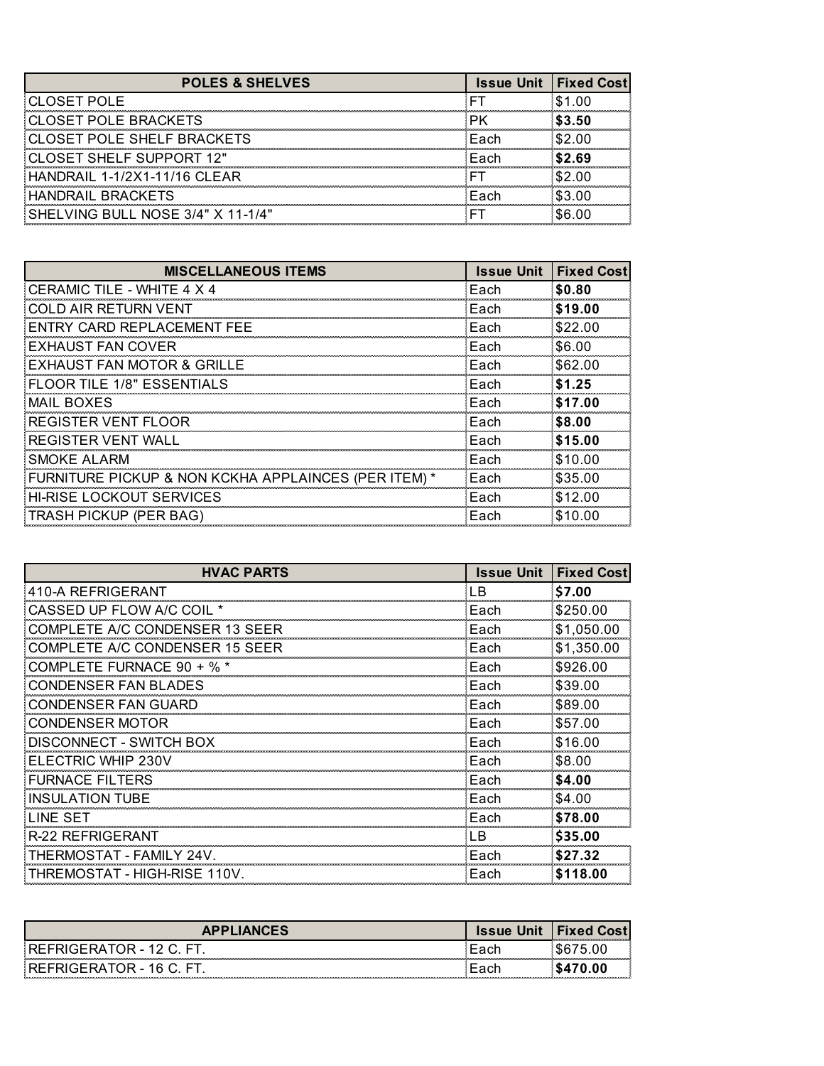| POLES & SHELVES | Issue Unit | Fixed Cost |
|---|---|---|
| CLOSET POLE | FT | $1.00 |
| CLOSET POLE BRACKETS | PK | **$3.50** |
| CLOSET POLE SHELF BRACKETS | Each | $2.00 |
| CLOSET SHELF SUPPORT 12" | Each | **$2.69** |
| HANDRAIL 1-1/2X1-11/16 CLEAR | FT | $2.00 |
| HANDRAIL BRACKETS | Each | $3.00 |
| SHELVING BULL NOSE 3/4" X 11-1/4" | FT | $6.00 |

| MISCELLANEOUS ITEMS | Issue Unit | Fixed Cost |
|---|---|---|
| CERAMIC TILE - WHITE 4 X 4 | Each | **$0.80** |
| COLD AIR RETURN VENT | Each | **$19.00** |
| ENTRY CARD REPLACEMENT FEE | Each | $22.00 |
| EXHAUST FAN COVER | Each | $6.00 |
| EXHAUST FAN MOTOR & GRILLE | Each | $62.00 |
| FLOOR TILE 1/8" ESSENTIALS | Each | **$1.25** |
| MAIL BOXES | Each | **$17.00** |
| REGISTER VENT FLOOR | Each | **$8.00** |
| REGISTER VENT WALL | Each | **$15.00** |
| SMOKE ALARM | Each | $10.00 |
| FURNITURE PICKUP & NON KCKHA APPLAINCES (PER ITEM) * | Each | $35.00 |
| HI-RISE LOCKOUT SERVICES | Each | $12.00 |
| TRASH PICKUP (PER BAG) | Each | $10.00 |

| HVAC PARTS | Issue Unit | Fixed Cost |
|---|---|---|
| 410-A REFRIGERANT | LB | **$7.00** |
| CASSED UP FLOW A/C COIL * | Each | $250.00 |
| COMPLETE A/C CONDENSER 13 SEER | Each | $1,050.00 |
| COMPLETE A/C CONDENSER 15 SEER | Each | $1,350.00 |
| COMPLETE FURNACE 90 + % * | Each | $926.00 |
| CONDENSER FAN BLADES | Each | $39.00 |
| CONDENSER FAN GUARD | Each | $89.00 |
| CONDENSER MOTOR | Each | $57.00 |
| DISCONNECT - SWITCH BOX | Each | $16.00 |
| ELECTRIC WHIP 230V | Each | $8.00 |
| FURNACE FILTERS | Each | **$4.00** |
| INSULATION TUBE | Each | $4.00 |
| LINE SET | Each | **$78.00** |
| R-22 REFRIGERANT | LB | **$35.00** |
| THERMOSTAT - FAMILY 24V. | Each | **$27.32** |
| THREMOSTAT - HIGH-RISE 110V. | Each | **$118.00** |

| APPLIANCES | Issue Unit | Fixed Cost |
|---|---|---|
| REFRIGERATOR - 12 C. FT. | Each | $675.00 |
| REFRIGERATOR - 16 C. FT. | Each | **$470.00** |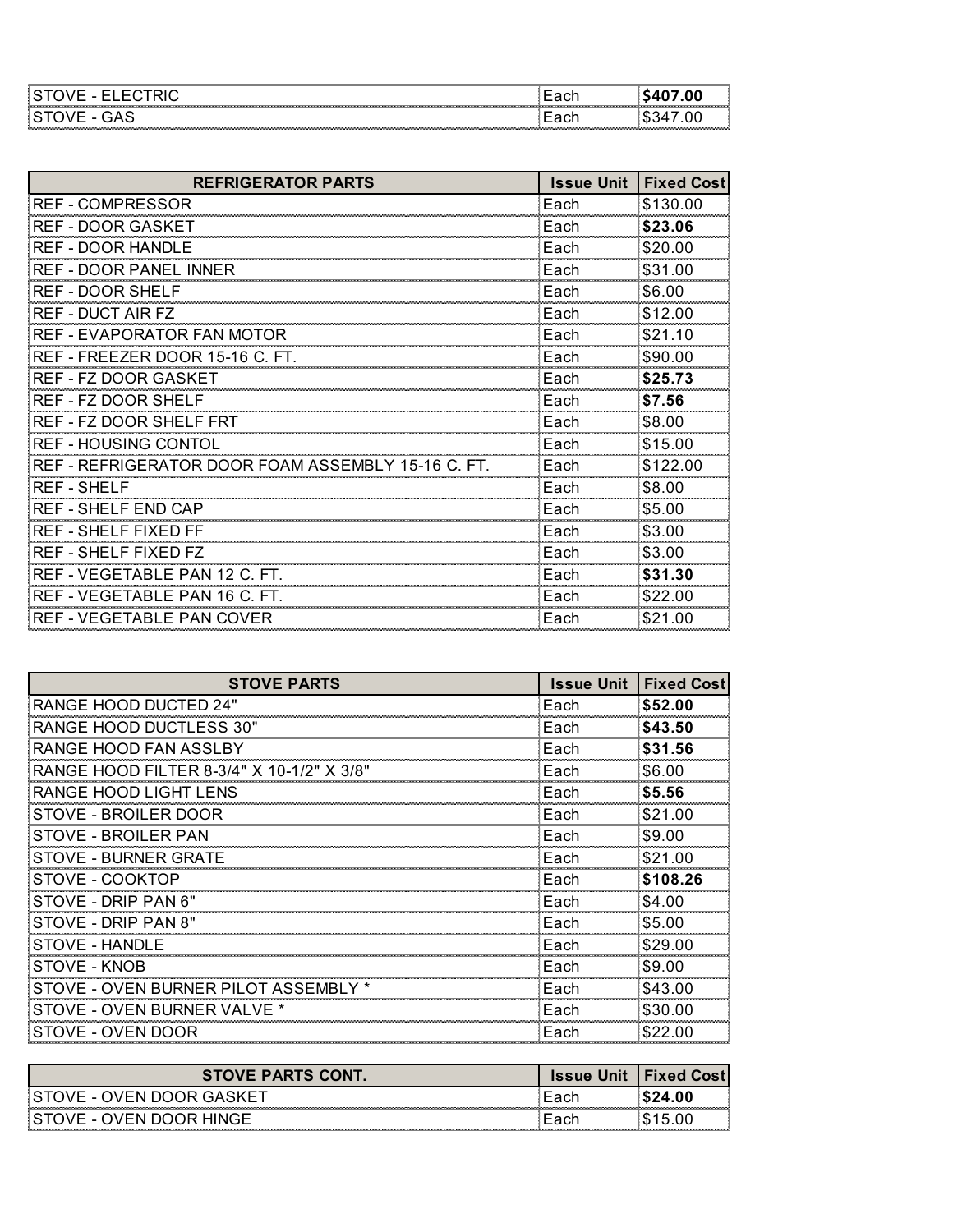| | | |
|---|---|---|
| STOVE - ELECTRIC | Each | **$407.00** |
| STOVE - GAS | Each | $347.00 |

| REFRIGERATOR PARTS | Issue Unit | Fixed Cost |
|---|---|---|
| REF - COMPRESSOR | Each | $130.00 |
| REF - DOOR GASKET | Each | **$23.06** |
| REF - DOOR HANDLE | Each | $20.00 |
| REF - DOOR PANEL INNER | Each | $31.00 |
| REF - DOOR SHELF | Each | $6.00 |
| REF - DUCT AIR FZ | Each | $12.00 |
| REF - EVAPORATOR FAN MOTOR | Each | $21.10 |
| REF - FREEZER DOOR 15-16 C. FT. | Each | $90.00 |
| REF - FZ DOOR GASKET | Each | **$25.73** |
| REF - FZ DOOR SHELF | Each | **$7.56** |
| REF - FZ DOOR SHELF FRT | Each | $8.00 |
| REF - HOUSING CONTOL | Each | $15.00 |
| REF - REFRIGERATOR DOOR FOAM ASSEMBLY 15-16 C. FT. | Each | $122.00 |
| REF - SHELF | Each | $8.00 |
| REF - SHELF END CAP | Each | $5.00 |
| REF - SHELF FIXED FF | Each | $3.00 |
| REF - SHELF FIXED FZ | Each | $3.00 |
| REF - VEGETABLE PAN 12 C. FT. | Each | **$31.30** |
| REF - VEGETABLE PAN 16 C. FT. | Each | $22.00 |
| REF - VEGETABLE PAN COVER | Each | $21.00 |

| STOVE PARTS | Issue Unit | Fixed Cost |
|---|---|---|
| RANGE HOOD DUCTED 24" | Each | **$52.00** |
| RANGE HOOD DUCTLESS 30" | Each | **$43.50** |
| RANGE HOOD FAN ASSLBY | Each | **$31.56** |
| RANGE HOOD FILTER 8-3/4" X 10-1/2" X 3/8" | Each | $6.00 |
| RANGE HOOD LIGHT LENS | Each | **$5.56** |
| STOVE - BROILER DOOR | Each | $21.00 |
| STOVE - BROILER PAN | Each | $9.00 |
| STOVE - BURNER GRATE | Each | $21.00 |
| STOVE - COOKTOP | Each | **$108.26** |
| STOVE - DRIP PAN 6" | Each | $4.00 |
| STOVE - DRIP PAN 8" | Each | $5.00 |
| STOVE - HANDLE | Each | $29.00 |
| STOVE - KNOB | Each | $9.00 |
| STOVE - OVEN BURNER PILOT ASSEMBLY * | Each | $43.00 |
| STOVE - OVEN BURNER VALVE * | Each | $30.00 |
| STOVE - OVEN DOOR | Each | $22.00 |

| STOVE PARTS CONT. | Issue Unit | Fixed Cost |
|---|---|---|
| STOVE - OVEN DOOR GASKET | Each | **$24.00** |
| STOVE - OVEN DOOR HINGE | Each | $15.00 |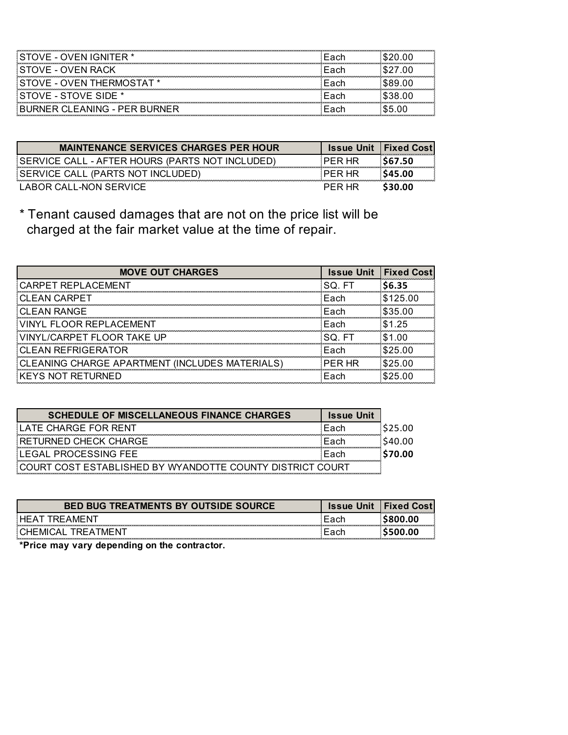| | | |
|---|---|---|
| STOVE - OVEN IGNITER * | Each | $20.00 |
| STOVE - OVEN RACK | Each | $27.00 |
| STOVE - OVEN THERMOSTAT * | Each | $89.00 |
| STOVE - STOVE SIDE * | Each | $38.00 |
| BURNER CLEANING - PER BURNER | Each | $5.00 |

| MAINTENANCE SERVICES CHARGES PER HOUR | Issue Unit | Fixed Cost |
|---|---|---|
| SERVICE CALL - AFTER HOURS (PARTS NOT INCLUDED) | PER HR | **$67.50** |
| SERVICE CALL (PARTS NOT INCLUDED) | PER HR | **$45.00** |
| LABOR CALL-NON SERVICE | PER HR | **$30.00** |

\* Tenant caused damages that are not on the price list will be charged at the fair market value at the time of repair.

| MOVE OUT CHARGES | Issue Unit | Fixed Cost |
|---|---|---|
| CARPET REPLACEMENT | SQ. FT | **$6.35** |
| CLEAN CARPET | Each | $125.00 |
| CLEAN RANGE | Each | $35.00 |
| VINYL FLOOR REPLACEMENT | Each | $1.25 |
| VINYL/CARPET FLOOR TAKE UP | SQ. FT | $1.00 |
| CLEAN REFRIGERATOR | Each | $25.00 |
| CLEANING CHARGE APARTMENT (INCLUDES MATERIALS) | PER HR | $25.00 |
| KEYS NOT RETURNED | Each | $25.00 |

| SCHEDULE OF MISCELLANEOUS FINANCE CHARGES | Issue Unit | |
|---|---|---|
| LATE CHARGE FOR RENT | Each | $25.00 |
| RETURNED CHECK CHARGE | Each | $40.00 |
| LEGAL PROCESSING FEE | Each | **$70.00** |
| COURT COST ESTABLISHED BY WYANDOTTE COUNTY DISTRICT COURT | | |

| BED BUG TREATMENTS BY OUTSIDE SOURCE | Issue Unit | Fixed Cost |
|---|---|---|
| HEAT TREAMENT | Each | **$800.00** |
| CHEMICAL TREATMENT | Each | **$500.00** |

**\*Price may vary depending on the contractor.**